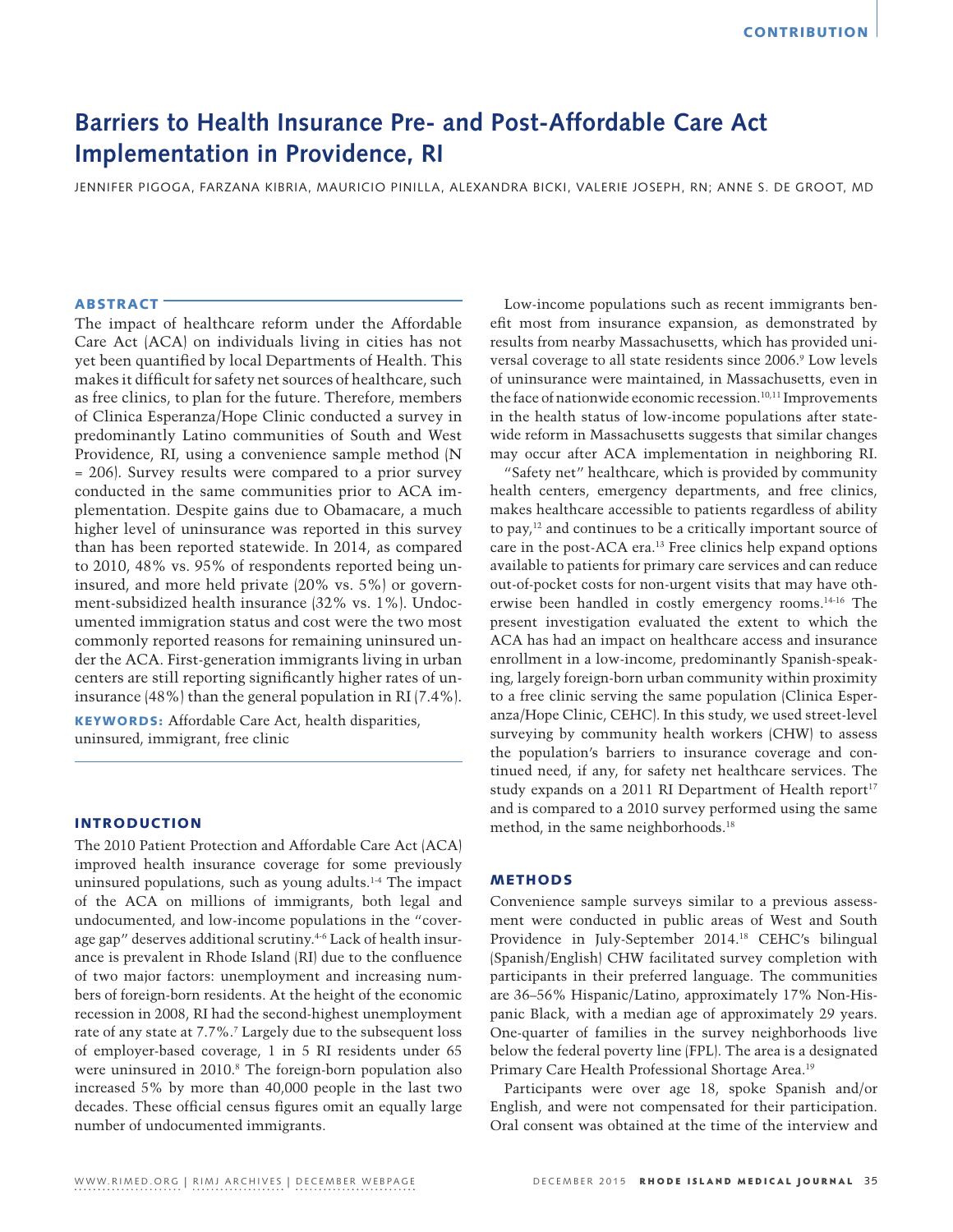# Barriers to Health Insurance Pre- and Post-Affordable Care Act Implementation in Providence, RI

JENNIFER PIGOGA, FARZANA KIBRIA, MAURICIO PINILLA, ALEXANDRA BICKI, VALERIE JOSEPH, RN; ANNE S. DE GROOT, MD

## ABSTRACT

The impact of healthcare reform under the Affordable Care Act (ACA) on individuals living in cities has not yet been quantified by local Departments of Health. This makes it difficult for safety net sources of healthcare, such as free clinics, to plan for the future. Therefore, members of Clinica Esperanza/Hope Clinic conducted a survey in predominantly Latino communities of South and West Providence, RI, using a convenience sample method (N = 206). Survey results were compared to a prior survey conducted in the same communities prior to ACA implementation. Despite gains due to Obamacare, a much higher level of uninsurance was reported in this survey than has been reported statewide. In 2014, as compared to 2010, 48% vs. 95% of respondents reported being uninsured, and more held private (20% vs. 5%) or government-subsidized health insurance (32% vs. 1%). Undocumented immigration status and cost were the two most commonly reported reasons for remaining uninsured under the ACA. First-generation immigrants living in urban centers are still reporting significantly higher rates of uninsurance (48%) than the general population in RI (7.4%).

**KEYWORDS:** Affordable Care Act, health disparities, uninsured, immigrant, free clinic

## INTRODUCTION

The 2010 Patient Protection and Affordable Care Act (ACA) improved health insurance coverage for some previously uninsured populations, such as young adults.[1-4] The impact of the ACA on millions of immigrants, both legal and undocumented, and low-income populations in the "coverage gap" deserves additional scrutiny.[4-6] Lack of health insurance is prevalent in Rhode Island (RI) due to the confluence of two major factors: unemployment and increasing numbers of foreign-born residents. At the height of the economic recession in 2008, RI had the second-highest unemployment rate of any state at 7.7%.[7] Largely due to the subsequent loss of employer-based coverage, 1 in 5 RI residents under 65 were uninsured in 2010.[8] The foreign-born population also increased 5% by more than 40,000 people in the last two decades. These official census figures omit an equally large number of undocumented immigrants.

Low-income populations such as recent immigrants benefit most from insurance expansion, as demonstrated by results from nearby Massachusetts, which has provided universal coverage to all state residents since 2006.[9] Low levels of uninsurance were maintained, in Massachusetts, even in the face of nationwide economic recession.[10,11] Improvements in the health status of low-income populations after statewide reform in Massachusetts suggests that similar changes may occur after ACA implementation in neighboring RI.

"Safety net" healthcare, which is provided by community health centers, emergency departments, and free clinics, makes healthcare accessible to patients regardless of ability to pay,[12] and continues to be a critically important source of care in the post-ACA era.[13] Free clinics help expand options available to patients for primary care services and can reduce out-of-pocket costs for non-urgent visits that may have otherwise been handled in costly emergency rooms.[14-16] The present investigation evaluated the extent to which the ACA has had an impact on healthcare access and insurance enrollment in a low-income, predominantly Spanish-speaking, largely foreign-born urban community within proximity to a free clinic serving the same population (Clinica Esperanza/Hope Clinic, CEHC). In this study, we used street-level surveying by community health workers (CHW) to assess the population's barriers to insurance coverage and continued need, if any, for safety net healthcare services. The study expands on a 2011 RI Department of Health report[17] and is compared to a 2010 survey performed using the same method, in the same neighborhoods.[18]

## METHODS

Convenience sample surveys similar to a previous assessment were conducted in public areas of West and South Providence in July-September 2014.[18] CEHC's bilingual (Spanish/English) CHW facilitated survey completion with participants in their preferred language. The communities are 36–56% Hispanic/Latino, approximately 17% Non-Hispanic Black, with a median age of approximately 29 years. One-quarter of families in the survey neighborhoods live below the federal poverty line (FPL). The area is a designated Primary Care Health Professional Shortage Area.[19]

Participants were over age 18, spoke Spanish and/or English, and were not compensated for their participation. Oral consent was obtained at the time of the interview and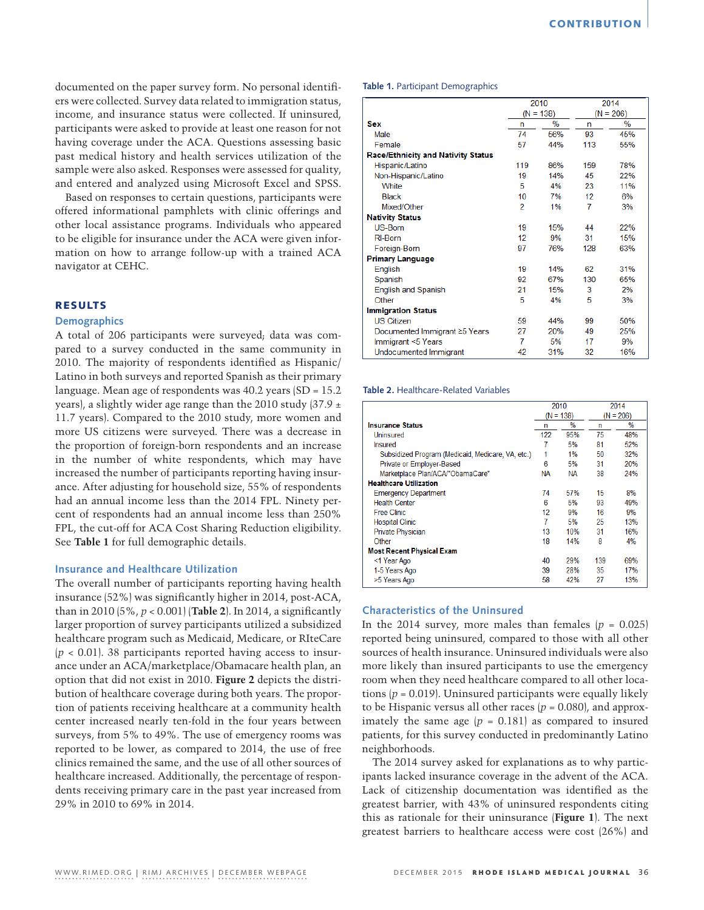documented on the paper survey form. No personal identifiers were collected. Survey data related to immigration status, income, and insurance status were collected. If uninsured, participants were asked to provide at least one reason for not having coverage under the ACA. Questions assessing basic past medical history and health services utilization of the sample were also asked. Responses were assessed for quality, and entered and analyzed using Microsoft Excel and SPSS.

Based on responses to certain questions, participants were offered informational pamphlets with clinic offerings and other local assistance programs. Individuals who appeared to be eligible for insurance under the ACA were given information on how to arrange follow-up with a trained ACA navigator at CEHC.

## RESULTS

### Demographics

A total of 206 participants were surveyed; data was compared to a survey conducted in the same community in 2010. The majority of respondents identified as Hispanic/Latino in both surveys and reported Spanish as their primary language. Mean age of respondents was 40.2 years (SD = 15.2 years), a slightly wider age range than the 2010 study (37.9 ± 11.7 years). Compared to the 2010 study, more women and more US citizens were surveyed. There was a decrease in the proportion of foreign-born respondents and an increase in the number of white respondents, which may have increased the number of participants reporting having insurance. After adjusting for household size, 55% of respondents had an annual income less than the 2014 FPL. Ninety percent of respondents had an annual income less than 250% FPL, the cut-off for ACA Cost Sharing Reduction eligibility. See **Table 1** for full demographic details.

**Table 1.** Participant Demographics

| | 2010 (N = 138) | | 2014 (N = 206) | |
|---|---|---|---|---|
| **Sex** | n | % | n | % |
| Male | 74 | 56% | 93 | 45% |
| Female | 57 | 44% | 113 | 55% |
| **Race/Ethnicity and Nativity Status** | | | | |
| Hispanic/Latino | 119 | 86% | 159 | 78% |
| Non-Hispanic/Latino | 19 | 14% | 45 | 22% |
| White | 5 | 4% | 23 | 11% |
| Black | 10 | 7% | 12 | 6% |
| Mixed/Other | 2 | 1% | 7 | 3% |
| **Nativity Status** | | | | |
| US-Born | 19 | 15% | 44 | 22% |
| RI-Born | 12 | 9% | 31 | 15% |
| Foreign-Born | 97 | 76% | 128 | 63% |
| **Primary Language** | | | | |
| English | 19 | 14% | 62 | 31% |
| Spanish | 92 | 67% | 130 | 65% |
| English and Spanish | 21 | 15% | 3 | 2% |
| Other | 5 | 4% | 5 | 3% |
| **Immigration Status** | | | | |
| US Citizen | 59 | 44% | 99 | 50% |
| Documented Immigrant ≥5 Years | 27 | 20% | 49 | 25% |
| Immigrant <5 Years | 7 | 5% | 17 | 9% |
| Undocumented Immigrant | 42 | 31% | 32 | 16% |

### Insurance and Healthcare Utilization

The overall number of participants reporting having health insurance (52%) was significantly higher in 2014, post-ACA, than in 2010 (5%, $p < 0.001$) (**Table 2**). In 2014, a significantly larger proportion of survey participants utilized a subsidized healthcare program such as Medicaid, Medicare, or RIteCare ($p < 0.01$). 38 participants reported having access to insurance under an ACA/marketplace/Obamacare health plan, an option that did not exist in 2010. **Figure 2** depicts the distribution of healthcare coverage during both years. The proportion of patients receiving healthcare at a community health center increased nearly ten-fold in the four years between surveys, from 5% to 49%. The use of emergency rooms was reported to be lower, as compared to 2014, the use of free clinics remained the same, and the use of all other sources of healthcare increased. Additionally, the percentage of respondents receiving primary care in the past year increased from 29% in 2010 to 69% in 2014.

**Table 2.** Healthcare-Related Variables

| | 2010 (N = 138) | | 2014 (N = 206) | |
|---|---|---|---|---|
| **Insurance Status** | n | % | n | % |
| Uninsured | 122 | 95% | 75 | 48% |
| Insured | 7 | 5% | 81 | 52% |
| Subsidized Program (Medicaid, Medicare, VA, etc.) | 1 | 1% | 50 | 32% |
| Private or Employer-Based | 6 | 5% | 31 | 20% |
| Marketplace Plan/ACA/"ObamaCare" | NA | NA | 38 | 24% |
| **Healthcare Utilization** | | | | |
| Emergency Department | 74 | 57% | 15 | 8% |
| Health Center | 6 | 5% | 93 | 49% |
| Free Clinic | 12 | 9% | 16 | 9% |
| Hospital Clinic | 7 | 5% | 25 | 13% |
| Private Physician | 13 | 10% | 31 | 16% |
| Other | 18 | 14% | 8 | 4% |
| **Most Recent Physical Exam** | | | | |
| <1 Year Ago | 40 | 29% | 139 | 69% |
| 1-5 Years Ago | 39 | 28% | 35 | 17% |
| >5 Years Ago | 58 | 42% | 27 | 13% |

### Characteristics of the Uninsured

In the 2014 survey, more males than females ($p = 0.025$) reported being uninsured, compared to those with all other sources of health insurance. Uninsured individuals were also more likely than insured participants to use the emergency room when they need healthcare compared to all other locations ($p = 0.019$). Uninsured participants were equally likely to be Hispanic versus all other races ($p = 0.080$), and approximately the same age ($p = 0.181$) as compared to insured patients, for this survey conducted in predominantly Latino neighborhoods.

The 2014 survey asked for explanations as to why participants lacked insurance coverage in the advent of the ACA. Lack of citizenship documentation was identified as the greatest barrier, with 43% of uninsured respondents citing this as rationale for their uninsurance (**Figure 1**). The next greatest barriers to healthcare access were cost (26%) and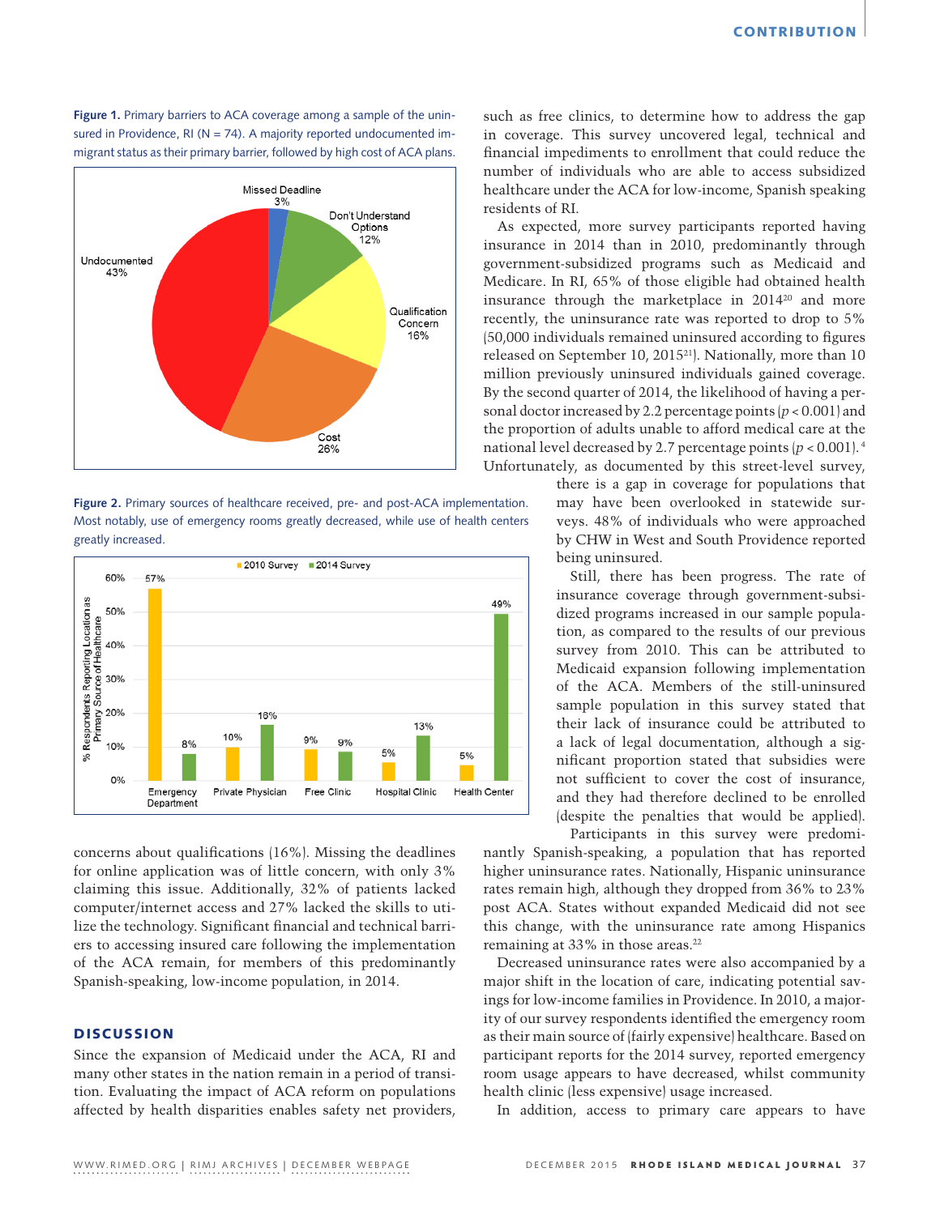**Figure 1.** Primary barriers to ACA coverage among a sample of the uninsured in Providence, RI (N = 74). A majority reported undocumented immigrant status as their primary barrier, followed by high cost of ACA plans.

**Figure 2.** Primary sources of healthcare received, pre- and post-ACA implementation. Most notably, use of emergency rooms greatly decreased, while use of health centers greatly increased.

concerns about qualifications (16%). Missing the deadlines for online application was of little concern, with only 3% claiming this issue. Additionally, 32% of patients lacked computer/internet access and 27% lacked the skills to utilize the technology. Significant financial and technical barriers to accessing insured care following the implementation of the ACA remain, for members of this predominantly Spanish-speaking, low-income population, in 2014.

## DISCUSSION

Since the expansion of Medicaid under the ACA, RI and many other states in the nation remain in a period of transition. Evaluating the impact of ACA reform on populations affected by health disparities enables safety net providers, such as free clinics, to determine how to address the gap in coverage. This survey uncovered legal, technical and financial impediments to enrollment that could reduce the number of individuals who are able to access subsidized healthcare under the ACA for low-income, Spanish speaking residents of RI.

As expected, more survey participants reported having insurance in 2014 than in 2010, predominantly through government-subsidized programs such as Medicaid and Medicare. In RI, 65% of those eligible had obtained health insurance through the marketplace in 2014[20] and more recently, the uninsurance rate was reported to drop to 5% (50,000 individuals remained uninsured according to figures released on September 10, 2015[21]). Nationally, more than 10 million previously uninsured individuals gained coverage. By the second quarter of 2014, the likelihood of having a personal doctor increased by 2.2 percentage points ($p < 0.001$) and the proportion of adults unable to afford medical care at the national level decreased by 2.7 percentage points ($p < 0.001$).[4] Unfortunately, as documented by this street-level survey, there is a gap in coverage for populations that may have been overlooked in statewide surveys. 48% of individuals who were approached by CHW in West and South Providence reported being uninsured.

Still, there has been progress. The rate of insurance coverage through government-subsidized programs increased in our sample population, as compared to the results of our previous survey from 2010. This can be attributed to Medicaid expansion following implementation of the ACA. Members of the still-uninsured sample population in this survey stated that their lack of insurance could be attributed to a lack of legal documentation, although a significant proportion stated that subsidies were not sufficient to cover the cost of insurance, and they had therefore declined to be enrolled (despite the penalties that would be applied).

Participants in this survey were predominantly Spanish-speaking, a population that has reported higher uninsurance rates. Nationally, Hispanic uninsurance rates remain high, although they dropped from 36% to 23% post ACA. States without expanded Medicaid did not see this change, with the uninsurance rate among Hispanics remaining at 33% in those areas.[22]

Decreased uninsurance rates were also accompanied by a major shift in the location of care, indicating potential savings for low-income families in Providence. In 2010, a majority of our survey respondents identified the emergency room as their main source of (fairly expensive) healthcare. Based on participant reports for the 2014 survey, reported emergency room usage appears to have decreased, whilst community health clinic (less expensive) usage increased.

In addition, access to primary care appears to have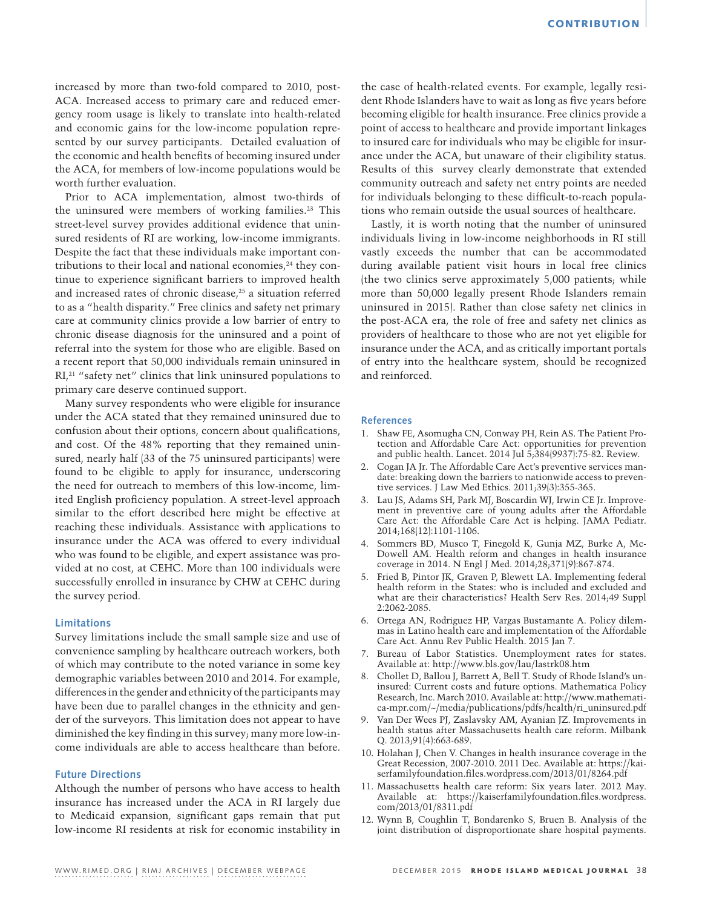increased by more than two-fold compared to 2010, post-ACA. Increased access to primary care and reduced emergency room usage is likely to translate into health-related and economic gains for the low-income population represented by our survey participants. Detailed evaluation of the economic and health benefits of becoming insured under the ACA, for members of low-income populations would be worth further evaluation.

Prior to ACA implementation, almost two-thirds of the uninsured were members of working families.[23] This street-level survey provides additional evidence that uninsured residents of RI are working, low-income immigrants. Despite the fact that these individuals make important contributions to their local and national economies,[24] they continue to experience significant barriers to improved health and increased rates of chronic disease,[25] a situation referred to as a "health disparity." Free clinics and safety net primary care at community clinics provide a low barrier of entry to chronic disease diagnosis for the uninsured and a point of referral into the system for those who are eligible. Based on a recent report that 50,000 individuals remain uninsured in RI,[21] "safety net" clinics that link uninsured populations to primary care deserve continued support.

Many survey respondents who were eligible for insurance under the ACA stated that they remained uninsured due to confusion about their options, concern about qualifications, and cost. Of the 48% reporting that they remained uninsured, nearly half (33 of the 75 uninsured participants) were found to be eligible to apply for insurance, underscoring the need for outreach to members of this low-income, limited English proficiency population. A street-level approach similar to the effort described here might be effective at reaching these individuals. Assistance with applications to insurance under the ACA was offered to every individual who was found to be eligible, and expert assistance was provided at no cost, at CEHC. More than 100 individuals were successfully enrolled in insurance by CHW at CEHC during the survey period.

## Limitations

Survey limitations include the small sample size and use of convenience sampling by healthcare outreach workers, both of which may contribute to the noted variance in some key demographic variables between 2010 and 2014. For example, differences in the gender and ethnicity of the participants may have been due to parallel changes in the ethnicity and gender of the surveyors. This limitation does not appear to have diminished the key finding in this survey; many more low-income individuals are able to access healthcare than before.

## Future Directions

Although the number of persons who have access to health insurance has increased under the ACA in RI largely due to Medicaid expansion, significant gaps remain that put low-income RI residents at risk for economic instability in the case of health-related events. For example, legally resident Rhode Islanders have to wait as long as five years before becoming eligible for health insurance. Free clinics provide a point of access to healthcare and provide important linkages to insured care for individuals who may be eligible for insurance under the ACA, but unaware of their eligibility status. Results of this survey clearly demonstrate that extended community outreach and safety net entry points are needed for individuals belonging to these difficult-to-reach populations who remain outside the usual sources of healthcare.

Lastly, it is worth noting that the number of uninsured individuals living in low-income neighborhoods in RI still vastly exceeds the number that can be accommodated during available patient visit hours in local free clinics (the two clinics serve approximately 5,000 patients; while more than 50,000 legally present Rhode Islanders remain uninsured in 2015). Rather than close safety net clinics in the post-ACA era, the role of free and safety net clinics as providers of healthcare to those who are not yet eligible for insurance under the ACA, and as critically important portals of entry into the healthcare system, should be recognized and reinforced.

## References

1. Shaw FE, Asomugha CN, Conway PH, Rein AS. The Patient Protection and Affordable Care Act: opportunities for prevention and public health. Lancet. 2014 Jul 5;384(9937):75-82. Review.
2. Cogan JA Jr. The Affordable Care Act's preventive services mandate: breaking down the barriers to nationwide access to preventive services. J Law Med Ethics. 2011;39(3):355-365.
3. Lau JS, Adams SH, Park MJ, Boscardin WJ, Irwin CE Jr. Improvement in preventive care of young adults after the Affordable Care Act: the Affordable Care Act is helping. JAMA Pediatr. 2014;168(12):1101-1106.
4. Sommers BD, Musco T, Finegold K, Gunja MZ, Burke A, McDowell AM. Health reform and changes in health insurance coverage in 2014. N Engl J Med. 2014;28;371(9):867-874.
5. Fried B, Pintor JK, Graven P, Blewett LA. Implementing federal health reform in the States: who is included and excluded and what are their characteristics? Health Serv Res. 2014;49 Suppl 2:2062-2085.
6. Ortega AN, Rodriguez HP, Vargas Bustamante A. Policy dilemmas in Latino health care and implementation of the Affordable Care Act. Annu Rev Public Health. 2015 Jan 7.
7. Bureau of Labor Statistics. Unemployment rates for states. Available at: http://www.bls.gov/lau/lastrk08.htm
8. Chollet D, Ballou J, Barrett A, Bell T. Study of Rhode Island's uninsured: Current costs and future options. Mathematica Policy Research, Inc. March 2010. Available at: http://www.mathematica-mpr.com/~/media/publications/pdfs/health/ri_uninsured.pdf
9. Van Der Wees PJ, Zaslavsky AM, Ayanian JZ. Improvements in health status after Massachusetts health care reform. Milbank Q. 2013;91(4):663-689.
10. Holahan J, Chen V. Changes in health insurance coverage in the Great Recession, 2007-2010. 2011 Dec. Available at: https://kaiserfamilyfoundation.files.wordpress.com/2013/01/8264.pdf
11. Massachusetts health care reform: Six years later. 2012 May. Available at: https://kaiserfamilyfoundation.files.wordpress.com/2013/01/8311.pdf
12. Wynn B, Coughlin T, Bondarenko S, Bruen B. Analysis of the joint distribution of disproportionate share hospital payments.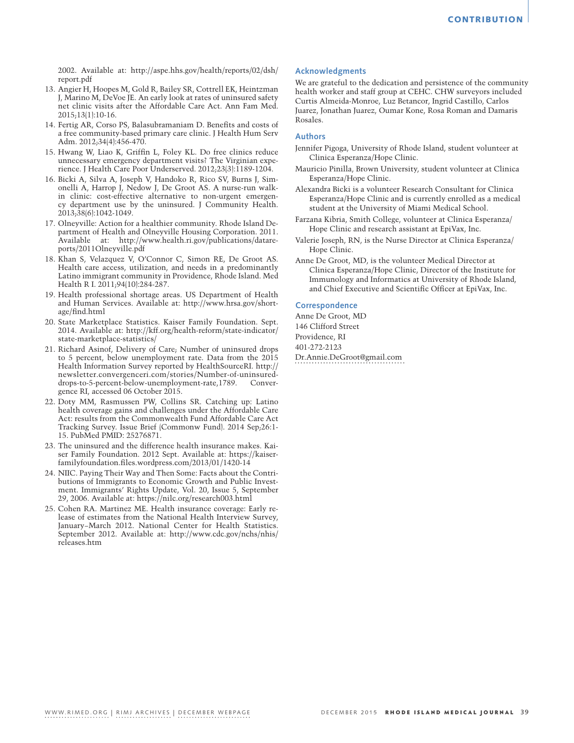2002. Available at: http://aspe.hhs.gov/health/reports/02/dsh/report.pdf

13. Angier H, Hoopes M, Gold R, Bailey SR, Cottrell EK, Heintzman J, Marino M, DeVoe JE. An early look at rates of uninsured safety net clinic visits after the Affordable Care Act. Ann Fam Med. 2015;13(1):10-16.
14. Fertig AR, Corso PS, Balasubramaniam D. Benefits and costs of a free community-based primary care clinic. J Health Hum Serv Adm. 2012;34(4):456-470.
15. Hwang W, Liao K, Griffin L, Foley KL. Do free clinics reduce unnecessary emergency department visits? The Virginian experience. J Health Care Poor Underserved. 2012;23(3):1189-1204.
16. Bicki A, Silva A, Joseph V, Handoko R, Rico SV, Burns J, Simonelli A, Harrop J, Nedow J, De Groot AS. A nurse-run walk-in clinic: cost-effective alternative to non-urgent emergency department use by the uninsured. J Community Health. 2013;38(6):1042-1049.
17. Olneyville: Action for a healthier community. Rhode Island Department of Health and Olneyville Housing Corporation. 2011. Available at: http://www.health.ri.gov/publications/datareports/2011Olneyville.pdf
18. Khan S, Velazquez V, O'Connor C, Simon RE, De Groot AS. Health care access, utilization, and needs in a predominantly Latino immigrant community in Providence, Rhode Island. Med Health R I. 2011;94(10):284-287.
19. Health professional shortage areas. US Department of Health and Human Services. Available at: http://www.hrsa.gov/shortage/find.html
20. State Marketplace Statistics. Kaiser Family Foundation. Sept. 2014. Available at: http://kff.org/health-reform/state-indicator/state-marketplace-statistics/
21. Richard Asinof, Delivery of Care; Number of uninsured drops to 5 percent, below unemployment rate. Data from the 2015 Health Information Survey reported by HealthSourceRI. http://newsletter.convergenceri.com/stories/Number-of-uninsured-drops-to-5-percent-below-unemployment-rate,1789. Convergence RI, accessed 06 October 2015.
22. Doty MM, Rasmussen PW, Collins SR. Catching up: Latino health coverage gains and challenges under the Affordable Care Act: results from the Commonwealth Fund Affordable Care Act Tracking Survey. Issue Brief (Commonw Fund). 2014 Sep;26:1-15. PubMed PMID: 25276871.
23. The uninsured and the difference health insurance makes. Kaiser Family Foundation. 2012 Sept. Available at: https://kaiserfamilyfoundation.files.wordpress.com/2013/01/1420-14
24. NIIC. Paying Their Way and Then Some: Facts about the Contributions of Immigrants to Economic Growth and Public Investment. Immigrants' Rights Update, Vol. 20, Issue 5, September 29, 2006. Available at: https://nilc.org/research003.html
25. Cohen RA. Martinez ME. Health insurance coverage: Early release of estimates from the National Health Interview Survey, January–March 2012. National Center for Health Statistics. September 2012. Available at: http://www.cdc.gov/nchs/nhis/releases.htm

## Acknowledgments

We are grateful to the dedication and persistence of the community health worker and staff group at CEHC. CHW surveyors included Curtis Almeida-Monroe, Luz Betancor, Ingrid Castillo, Carlos Juarez, Jonathan Juarez, Oumar Kone, Rosa Roman and Damaris Rosales.

## Authors

Jennifer Pigoga, University of Rhode Island, student volunteer at Clinica Esperanza/Hope Clinic.

Mauricio Pinilla, Brown University, student volunteer at Clinica Esperanza/Hope Clinic.

Alexandra Bicki is a volunteer Research Consultant for Clinica Esperanza/Hope Clinic and is currently enrolled as a medical student at the University of Miami Medical School.

Farzana Kibria, Smith College, volunteer at Clinica Esperanza/Hope Clinic and research assistant at EpiVax, Inc.

Valerie Joseph, RN, is the Nurse Director at Clinica Esperanza/Hope Clinic.

Anne De Groot, MD, is the volunteer Medical Director at Clinica Esperanza/Hope Clinic, Director of the Institute for Immunology and Informatics at University of Rhode Island, and Chief Executive and Scientific Officer at EpiVax, Inc.

## Correspondence

Anne De Groot, MD
146 Clifford Street
Providence, RI
401-272-2123
Dr.Annie.DeGroot@gmail.com